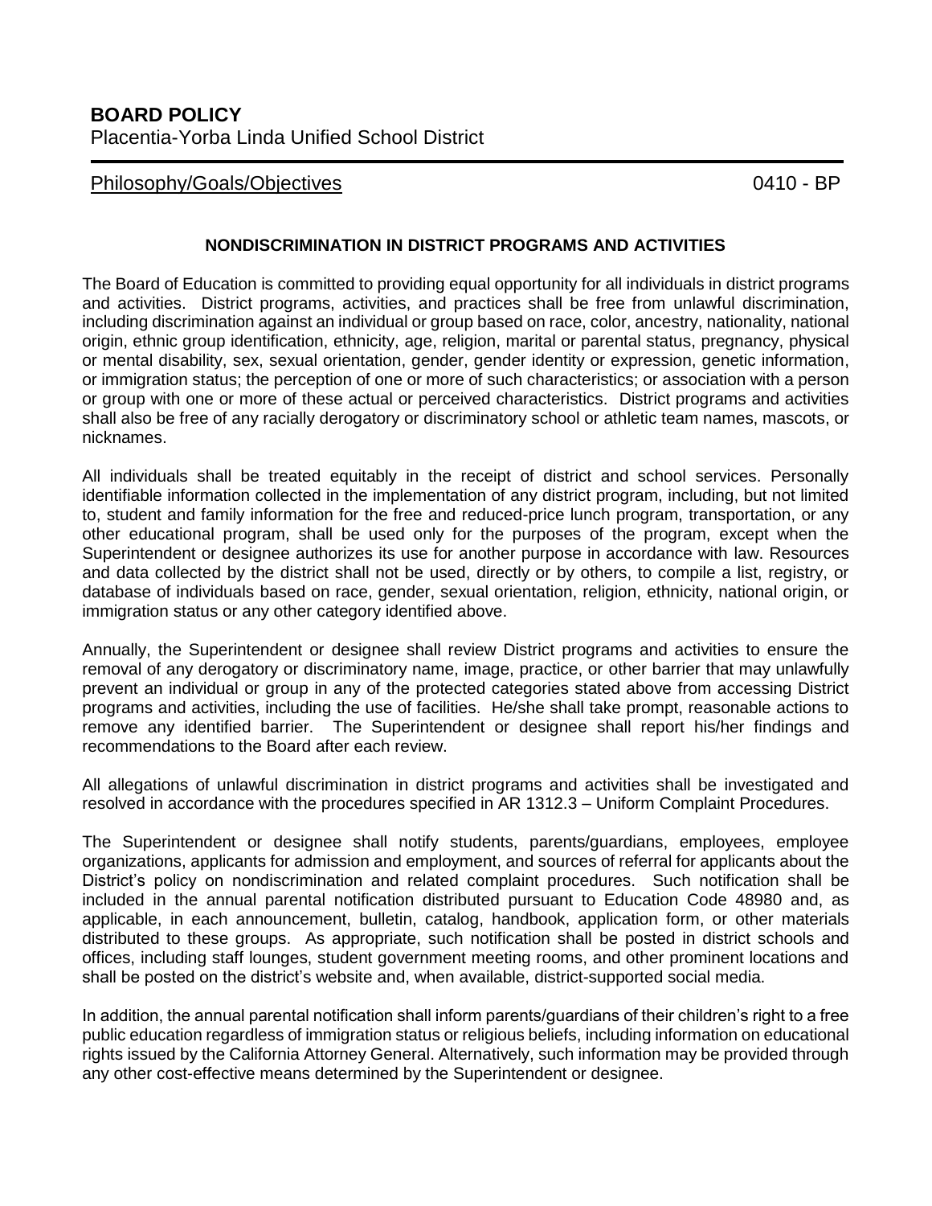**BOARD POLICY**
Placentia-Yorba Linda Unified School District

Philosophy/Goals/Objectives 0410 - BP

## NONDISCRIMINATION IN DISTRICT PROGRAMS AND ACTIVITIES

The Board of Education is committed to providing equal opportunity for all individuals in district programs and activities. District programs, activities, and practices shall be free from unlawful discrimination, including discrimination against an individual or group based on race, color, ancestry, nationality, national origin, ethnic group identification, ethnicity, age, religion, marital or parental status, pregnancy, physical or mental disability, sex, sexual orientation, gender, gender identity or expression, genetic information, or immigration status; the perception of one or more of such characteristics; or association with a person or group with one or more of these actual or perceived characteristics. District programs and activities shall also be free of any racially derogatory or discriminatory school or athletic team names, mascots, or nicknames.

All individuals shall be treated equitably in the receipt of district and school services. Personally identifiable information collected in the implementation of any district program, including, but not limited to, student and family information for the free and reduced-price lunch program, transportation, or any other educational program, shall be used only for the purposes of the program, except when the Superintendent or designee authorizes its use for another purpose in accordance with law. Resources and data collected by the district shall not be used, directly or by others, to compile a list, registry, or database of individuals based on race, gender, sexual orientation, religion, ethnicity, national origin, or immigration status or any other category identified above.

Annually, the Superintendent or designee shall review District programs and activities to ensure the removal of any derogatory or discriminatory name, image, practice, or other barrier that may unlawfully prevent an individual or group in any of the protected categories stated above from accessing District programs and activities, including the use of facilities. He/she shall take prompt, reasonable actions to remove any identified barrier. The Superintendent or designee shall report his/her findings and recommendations to the Board after each review.

All allegations of unlawful discrimination in district programs and activities shall be investigated and resolved in accordance with the procedures specified in AR 1312.3 – Uniform Complaint Procedures.

The Superintendent or designee shall notify students, parents/guardians, employees, employee organizations, applicants for admission and employment, and sources of referral for applicants about the District's policy on nondiscrimination and related complaint procedures. Such notification shall be included in the annual parental notification distributed pursuant to Education Code 48980 and, as applicable, in each announcement, bulletin, catalog, handbook, application form, or other materials distributed to these groups. As appropriate, such notification shall be posted in district schools and offices, including staff lounges, student government meeting rooms, and other prominent locations and shall be posted on the district's website and, when available, district-supported social media.

In addition, the annual parental notification shall inform parents/guardians of their children's right to a free public education regardless of immigration status or religious beliefs, including information on educational rights issued by the California Attorney General. Alternatively, such information may be provided through any other cost-effective means determined by the Superintendent or designee.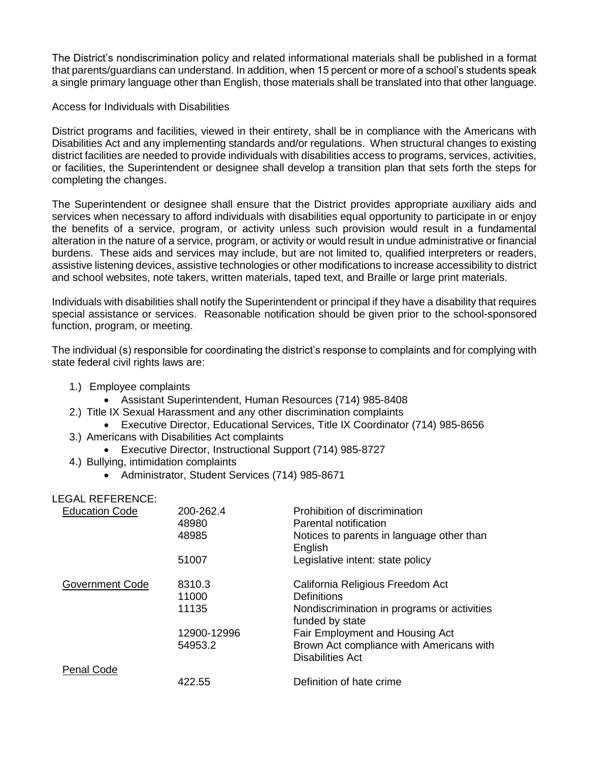The District's nondiscrimination policy and related informational materials shall be published in a format that parents/guardians can understand. In addition, when 15 percent or more of a school's students speak a single primary language other than English, those materials shall be translated into that other language.

Access for Individuals with Disabilities

District programs and facilities, viewed in their entirety, shall be in compliance with the Americans with Disabilities Act and any implementing standards and/or regulations. When structural changes to existing district facilities are needed to provide individuals with disabilities access to programs, services, activities, or facilities, the Superintendent or designee shall develop a transition plan that sets forth the steps for completing the changes.

The Superintendent or designee shall ensure that the District provides appropriate auxiliary aids and services when necessary to afford individuals with disabilities equal opportunity to participate in or enjoy the benefits of a service, program, or activity unless such provision would result in a fundamental alteration in the nature of a service, program, or activity or would result in undue administrative or financial burdens. These aids and services may include, but are not limited to, qualified interpreters or readers, assistive listening devices, assistive technologies or other modifications to increase accessibility to district and school websites, note takers, written materials, taped text, and Braille or large print materials.

Individuals with disabilities shall notify the Superintendent or principal if they have a disability that requires special assistance or services. Reasonable notification should be given prior to the school-sponsored function, program, or meeting.

The individual (s) responsible for coordinating the district's response to complaints and for complying with state federal civil rights laws are:

1.) Employee complaints
   - Assistant Superintendent, Human Resources (714) 985-8408
2.) Title IX Sexual Harassment and any other discrimination complaints
   - Executive Director, Educational Services, Title IX Coordinator (714) 985-8656
3.) Americans with Disabilities Act complaints
   - Executive Director, Instructional Support (714) 985-8727
4.) Bullying, intimidation complaints
   - Administrator, Student Services (714) 985-8671

LEGAL REFERENCE:

| | | |
|---|---|---|
| Education Code | 200-262.4 | Prohibition of discrimination |
| | 48980 | Parental notification |
| | 48985 | Notices to parents in language other than English |
| | 51007 | Legislative intent: state policy |
| Government Code | 8310.3 | California Religious Freedom Act |
| | 11000 | Definitions |
| | 11135 | Nondiscrimination in programs or activities funded by state |
| | 12900-12996 | Fair Employment and Housing Act |
| | 54953.2 | Brown Act compliance with Americans with Disabilities Act |
| Penal Code | | |
| | 422.55 | Definition of hate crime |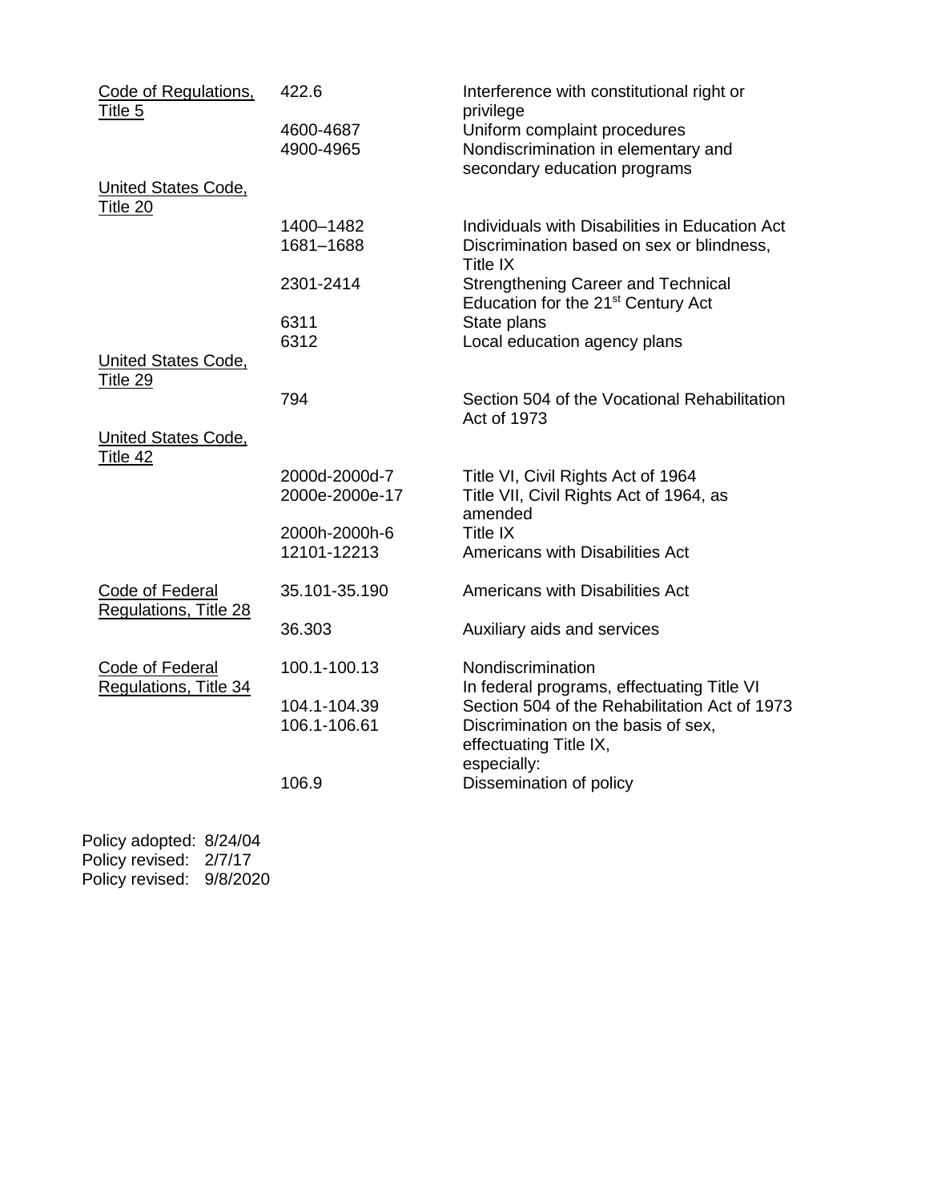| | | |
|---|---|---|
| Code of Regulations, Title 5 | 422.6 | Interference with constitutional right or privilege |
| | 4600-4687 | Uniform complaint procedures |
| | 4900-4965 | Nondiscrimination in elementary and secondary education programs |
| United States Code, Title 20 | | |
| | 1400–1482 | Individuals with Disabilities in Education Act |
| | 1681–1688 | Discrimination based on sex or blindness, Title IX |
| | 2301-2414 | Strengthening Career and Technical Education for the 21st Century Act |
| | 6311 | State plans |
| | 6312 | Local education agency plans |
| United States Code, Title 29 | | |
| | 794 | Section 504 of the Vocational Rehabilitation Act of 1973 |
| United States Code, Title 42 | | |
| | 2000d-2000d-7 | Title VI, Civil Rights Act of 1964 |
| | 2000e-2000e-17 | Title VII, Civil Rights Act of 1964, as amended |
| | 2000h-2000h-6 | Title IX |
| | 12101-12213 | Americans with Disabilities Act |
| Code of Federal Regulations, Title 28 | 35.101-35.190 | Americans with Disabilities Act |
| | 36.303 | Auxiliary aids and services |
| Code of Federal Regulations, Title 34 | 100.1-100.13 | Nondiscrimination In federal programs, effectuating Title VI |
| | 104.1-104.39 | Section 504 of the Rehabilitation Act of 1973 |
| | 106.1-106.61 | Discrimination on the basis of sex, effectuating Title IX, especially: |
| | 106.9 | Dissemination of policy |

Policy adopted: 8/24/04
Policy revised: 2/7/17
Policy revised: 9/8/2020